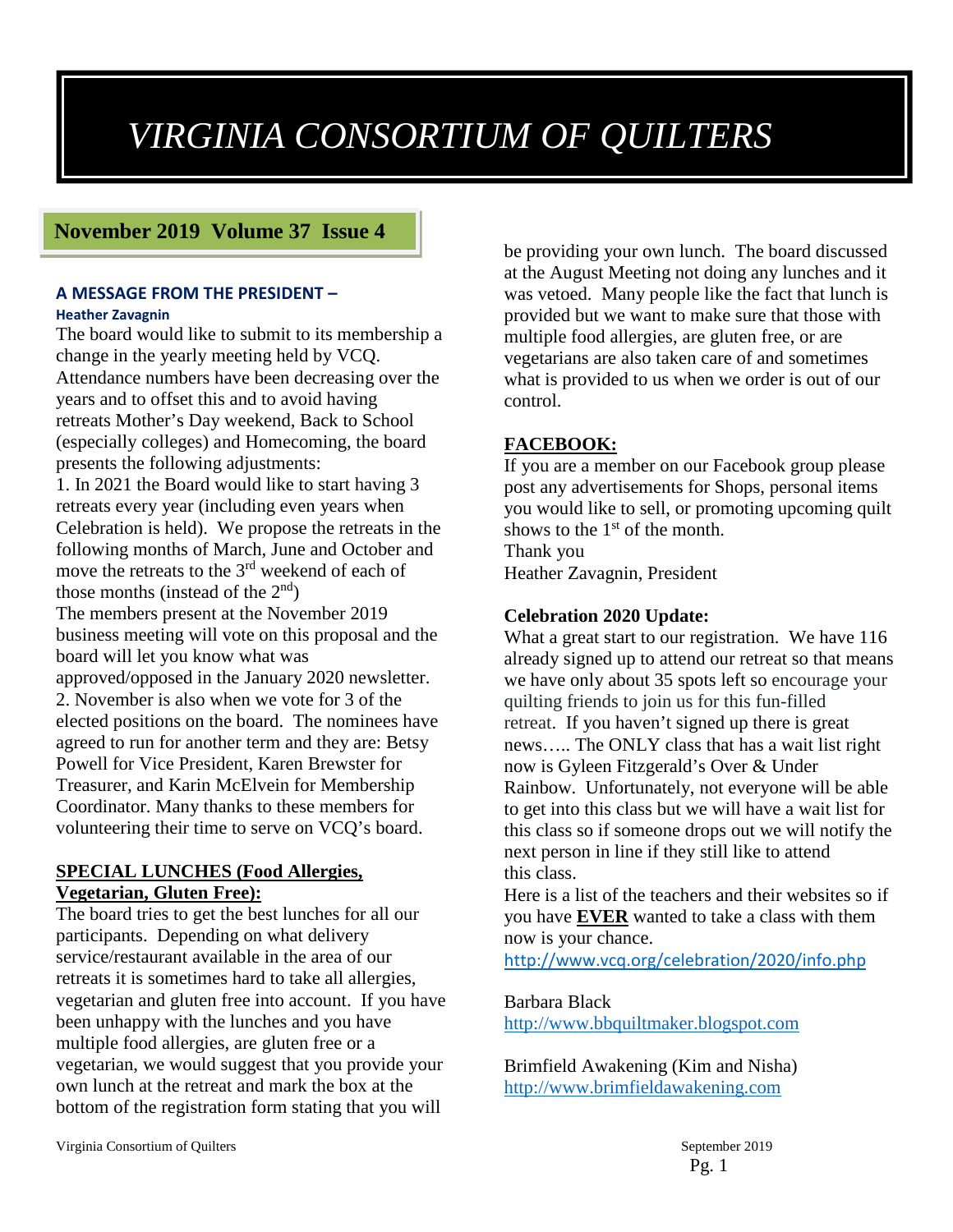# VIRGINIA CONSORTIUM OF QUILTERS

**November 2019 Volume 37 Issue 4**

### A MESSAGE FROM THE PRESIDENT –

**Heather Zavagnin**

The board would like to submit to its membership a change in the yearly meeting held by VCQ. Attendance numbers have been decreasing over the years and to offset this and to avoid having retreats Mother's Day weekend, Back to School (especially colleges) and Homecoming, the board presents the following adjustments:

1. In 2021 the Board would like to start having 3 retreats every year (including even years when Celebration is held). We propose the retreats in the following months of March, June and October and move the retreats to the 3rd weekend of each of those months (instead of the 2nd)

The members present at the November 2019 business meeting will vote on this proposal and the board will let you know what was approved/opposed in the January 2020 newsletter.

2. November is also when we vote for 3 of the elected positions on the board. The nominees have agreed to run for another term and they are: Betsy Powell for Vice President, Karen Brewster for Treasurer, and Karin McElvein for Membership Coordinator. Many thanks to these members for volunteering their time to serve on VCQ's board.

**SPECIAL LUNCHES (Food Allergies, Vegetarian, Gluten Free):**

The board tries to get the best lunches for all our participants. Depending on what delivery service/restaurant available in the area of our retreats it is sometimes hard to take all allergies, vegetarian and gluten free into account. If you have been unhappy with the lunches and you have multiple food allergies, are gluten free or a vegetarian, we would suggest that you provide your own lunch at the retreat and mark the box at the bottom of the registration form stating that you will be providing your own lunch. The board discussed at the August Meeting not doing any lunches and it was vetoed. Many people like the fact that lunch is provided but we want to make sure that those with multiple food allergies, are gluten free, or are vegetarians are also taken care of and sometimes what is provided to us when we order is out of our control.

**FACEBOOK:**

If you are a member on our Facebook group please post any advertisements for Shops, personal items you would like to sell, or promoting upcoming quilt shows to the 1st of the month.

Thank you

Heather Zavagnin, President

**Celebration 2020 Update:**

What a great start to our registration. We have 116 already signed up to attend our retreat so that means we have only about 35 spots left so encourage your quilting friends to join us for this fun-filled retreat. If you haven't signed up there is great news….. The ONLY class that has a wait list right now is Gyleen Fitzgerald's Over & Under Rainbow. Unfortunately, not everyone will be able to get into this class but we will have a wait list for this class so if someone drops out we will notify the next person in line if they still like to attend this class.

Here is a list of the teachers and their websites so if you have **EVER** wanted to take a class with them now is your chance.

http://www.vcq.org/celebration/2020/info.php

Barbara Black
http://www.bbquiltmaker.blogspot.com

Brimfield Awakening (Kim and Nisha)
http://www.brimfieldawakening.com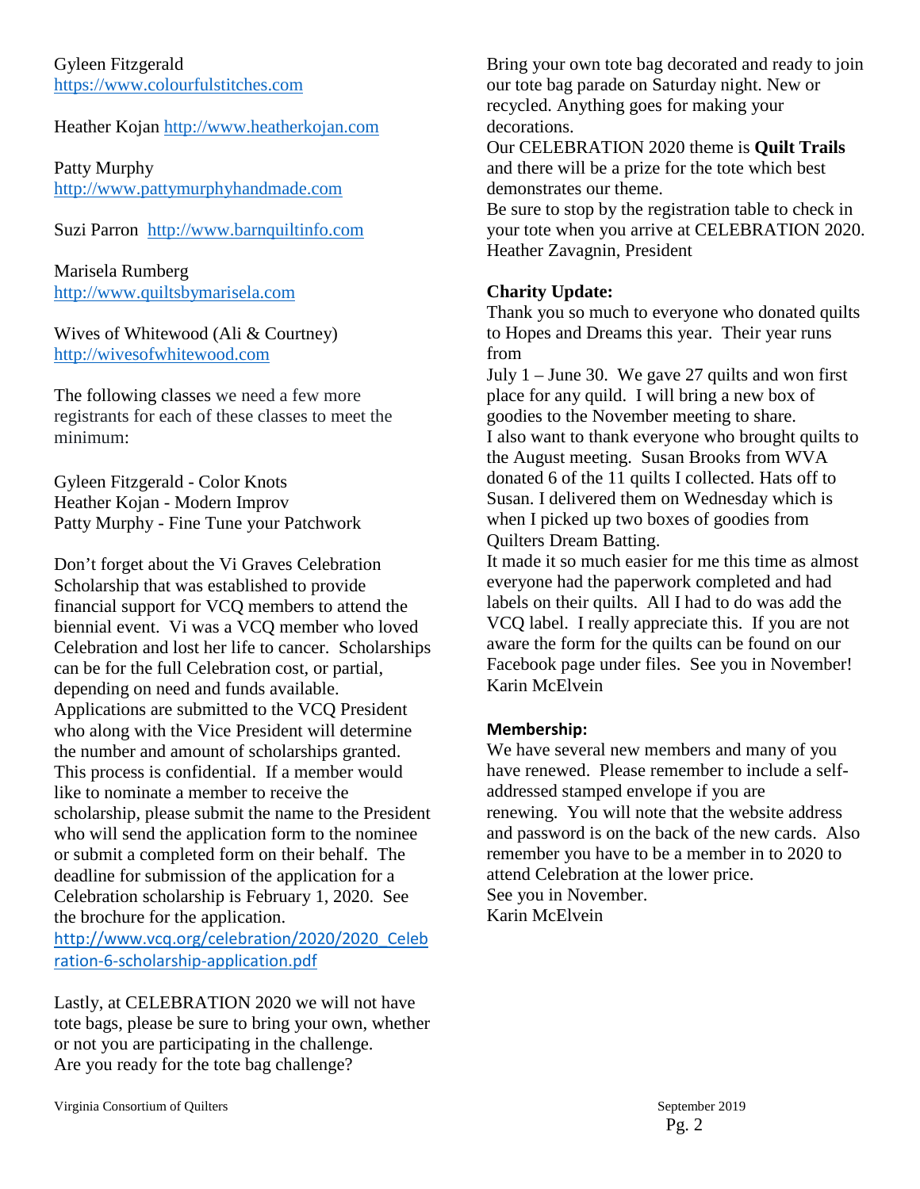Gyleen Fitzgerald
https://www.colourfulstitches.com

Heather Kojan http://www.heatherkojan.com

Patty Murphy
http://www.pattymurphyhandmade.com

Suzi Parron http://www.barnquiltinfo.com

Marisela Rumberg
http://www.quiltsbymarisela.com

Wives of Whitewood (Ali & Courtney)
http://wivesofwhitewood.com

The following classes we need a few more registrants for each of these classes to meet the minimum:

Gyleen Fitzgerald - Color Knots
Heather Kojan - Modern Improv
Patty Murphy - Fine Tune your Patchwork

Don't forget about the Vi Graves Celebration Scholarship that was established to provide financial support for VCQ members to attend the biennial event. Vi was a VCQ member who loved Celebration and lost her life to cancer. Scholarships can be for the full Celebration cost, or partial, depending on need and funds available. Applications are submitted to the VCQ President who along with the Vice President will determine the number and amount of scholarships granted. This process is confidential. If a member would like to nominate a member to receive the scholarship, please submit the name to the President who will send the application form to the nominee or submit a completed form on their behalf. The deadline for submission of the application for a Celebration scholarship is February 1, 2020. See the brochure for the application.
http://www.vcq.org/celebration/2020/2020_Celebration-6-scholarship-application.pdf

Lastly, at CELEBRATION 2020 we will not have tote bags, please be sure to bring your own, whether or not you are participating in the challenge. Are you ready for the tote bag challenge?

Bring your own tote bag decorated and ready to join our tote bag parade on Saturday night. New or recycled. Anything goes for making your decorations.
Our CELEBRATION 2020 theme is **Quilt Trails** and there will be a prize for the tote which best demonstrates our theme.
Be sure to stop by the registration table to check in your tote when you arrive at CELEBRATION 2020.
Heather Zavagnin, President

**Charity Update:**

Thank you so much to everyone who donated quilts to Hopes and Dreams this year. Their year runs from
July 1 – June 30. We gave 27 quilts and won first place for any quild. I will bring a new box of goodies to the November meeting to share.
I also want to thank everyone who brought quilts to the August meeting. Susan Brooks from WVA donated 6 of the 11 quilts I collected. Hats off to Susan. I delivered them on Wednesday which is when I picked up two boxes of goodies from Quilters Dream Batting.
It made it so much easier for me this time as almost everyone had the paperwork completed and had labels on their quilts. All I had to do was add the VCQ label. I really appreciate this. If you are not aware the form for the quilts can be found on our Facebook page under files. See you in November!
Karin McElvein

**Membership:**

We have several new members and many of you have renewed. Please remember to include a self-addressed stamped envelope if you are renewing. You will note that the website address and password is on the back of the new cards. Also remember you have to be a member in to 2020 to attend Celebration at the lower price.
See you in November.
Karin McElvein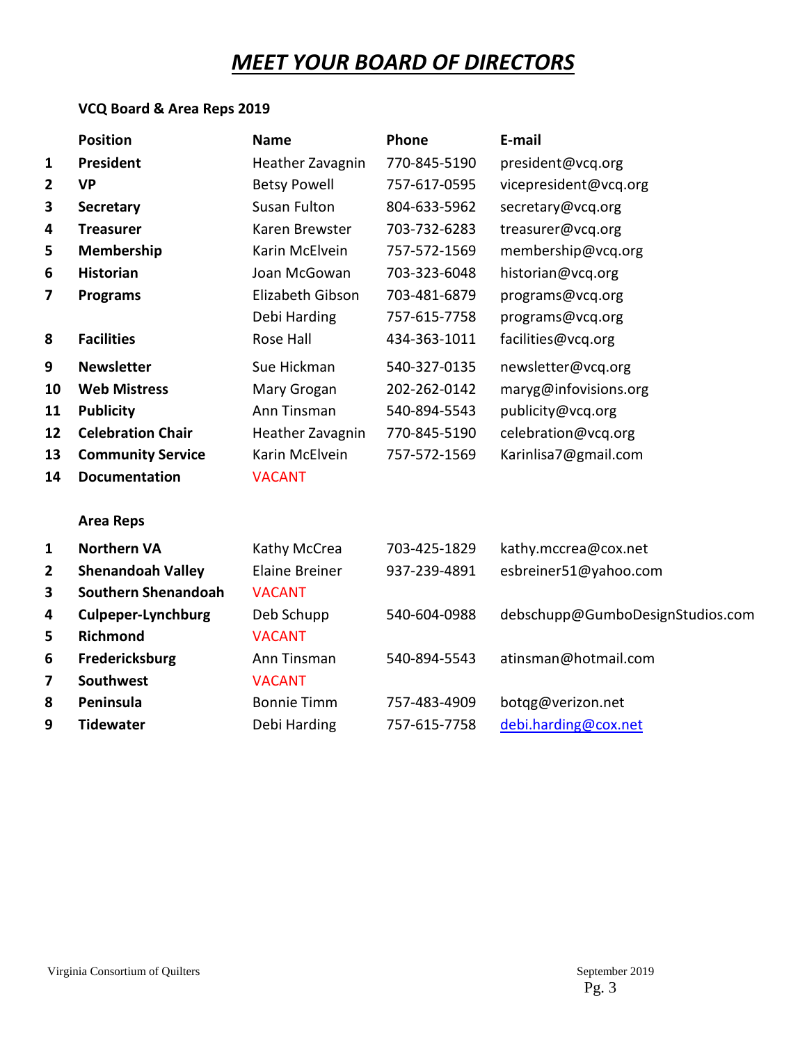# ***MEET YOUR BOARD OF DIRECTORS***

**VCQ Board & Area Reps 2019**

| | **Position** | **Name** | **Phone** | **E-mail** |
|---|---|---|---|---|
| **1** | **President** | Heather Zavagnin | 770-845-5190 | president@vcq.org |
| **2** | **VP** | Betsy Powell | 757-617-0595 | vicepresident@vcq.org |
| **3** | **Secretary** | Susan Fulton | 804-633-5962 | secretary@vcq.org |
| **4** | **Treasurer** | Karen Brewster | 703-732-6283 | treasurer@vcq.org |
| **5** | **Membership** | Karin McElvein | 757-572-1569 | membership@vcq.org |
| **6** | **Historian** | Joan McGowan | 703-323-6048 | historian@vcq.org |
| **7** | **Programs** | Elizabeth Gibson | 703-481-6879 | programs@vcq.org |
| | | Debi Harding | 757-615-7758 | programs@vcq.org |
| **8** | **Facilities** | Rose Hall | 434-363-1011 | facilities@vcq.org |
| **9** | **Newsletter** | Sue Hickman | 540-327-0135 | newsletter@vcq.org |
| **10** | **Web Mistress** | Mary Grogan | 202-262-0142 | maryg@infovisions.org |
| **11** | **Publicity** | Ann Tinsman | 540-894-5543 | publicity@vcq.org |
| **12** | **Celebration Chair** | Heather Zavagnin | 770-845-5190 | celebration@vcq.org |
| **13** | **Community Service** | Karin McElvein | 757-572-1569 | Karinlisa7@gmail.com |
| **14** | **Documentation** | VACANT | | |

**Area Reps**

| | **Area** | **Name** | **Phone** | **E-mail** |
|---|---|---|---|---|
| **1** | **Northern VA** | Kathy McCrea | 703-425-1829 | kathy.mccrea@cox.net |
| **2** | **Shenandoah Valley** | Elaine Breiner | 937-239-4891 | esbreiner51@yahoo.com |
| **3** | **Southern Shenandoah** | VACANT | | |
| **4** | **Culpeper-Lynchburg** | Deb Schupp | 540-604-0988 | debschupp@GumboDesignStudios.com |
| **5** | **Richmond** | VACANT | | |
| **6** | **Fredericksburg** | Ann Tinsman | 540-894-5543 | atinsman@hotmail.com |
| **7** | **Southwest** | VACANT | | |
| **8** | **Peninsula** | Bonnie Timm | 757-483-4909 | botqg@verizon.net |
| **9** | **Tidewater** | Debi Harding | 757-615-7758 | debi.harding@cox.net |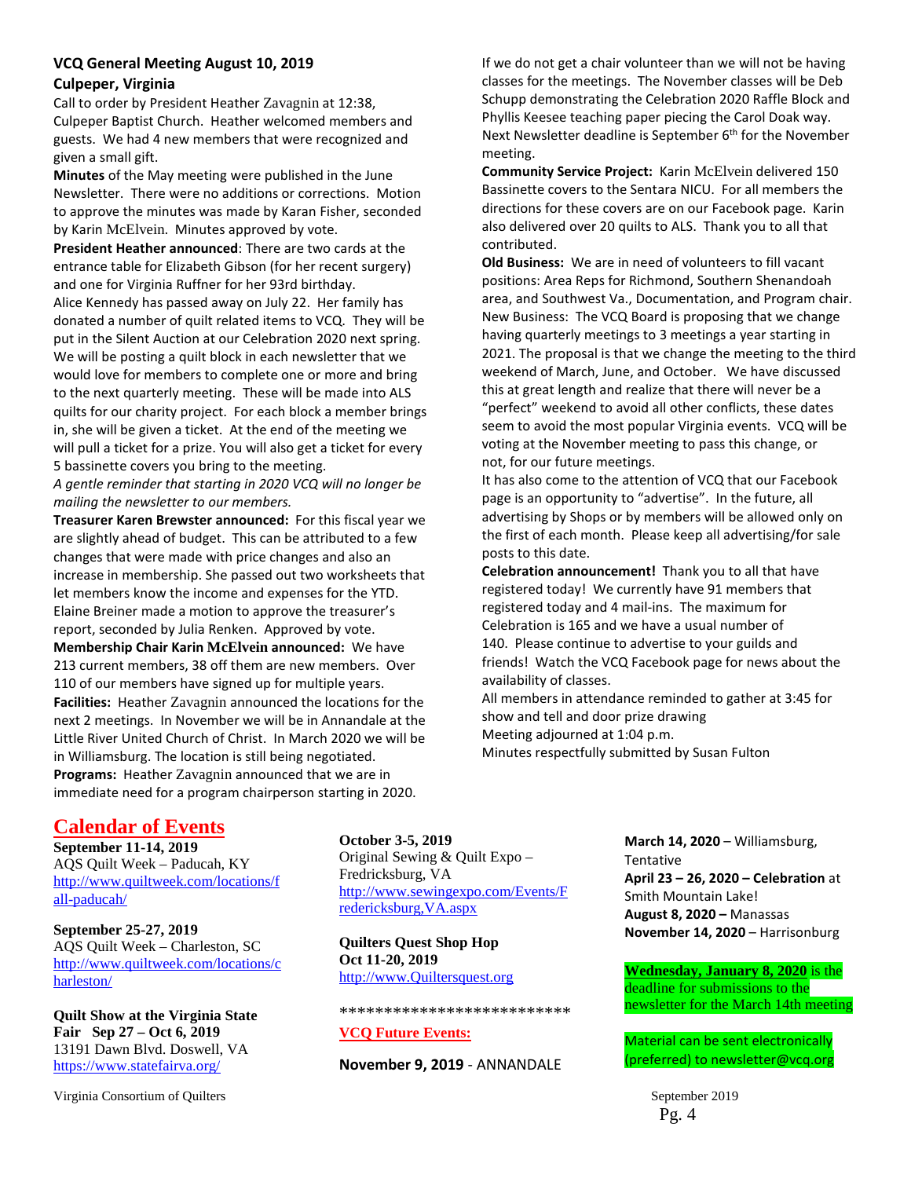## VCQ General Meeting August 10, 2019

## Culpeper, Virginia

Call to order by President Heather Zavagnin at 12:38, Culpeper Baptist Church. Heather welcomed members and guests. We had 4 new members that were recognized and given a small gift.

**Minutes** of the May meeting were published in the June Newsletter. There were no additions or corrections. Motion to approve the minutes was made by Karan Fisher, seconded by Karin McElvein. Minutes approved by vote.

**President Heather announced**: There are two cards at the entrance table for Elizabeth Gibson (for her recent surgery) and one for Virginia Ruffner for her 93rd birthday.

Alice Kennedy has passed away on July 22. Her family has donated a number of quilt related items to VCQ. They will be put in the Silent Auction at our Celebration 2020 next spring. We will be posting a quilt block in each newsletter that we would love for members to complete one or more and bring to the next quarterly meeting. These will be made into ALS quilts for our charity project. For each block a member brings in, she will be given a ticket. At the end of the meeting we will pull a ticket for a prize. You will also get a ticket for every 5 bassinette covers you bring to the meeting.

*A gentle reminder that starting in 2020 VCQ will no longer be mailing the newsletter to our members.*

**Treasurer Karen Brewster announced:** For this fiscal year we are slightly ahead of budget. This can be attributed to a few changes that were made with price changes and also an increase in membership. She passed out two worksheets that let members know the income and expenses for the YTD. Elaine Breiner made a motion to approve the treasurer's report, seconded by Julia Renken. Approved by vote.

**Membership Chair Karin McElvein announced:** We have 213 current members, 38 off them are new members. Over 110 of our members have signed up for multiple years.

**Facilities:** Heather Zavagnin announced the locations for the next 2 meetings. In November we will be in Annandale at the Little River United Church of Christ. In March 2020 we will be in Williamsburg. The location is still being negotiated.

**Programs:** Heather Zavagnin announced that we are in immediate need for a program chairperson starting in 2020. If we do not get a chair volunteer than we will not be having classes for the meetings. The November classes will be Deb Schupp demonstrating the Celebration 2020 Raffle Block and Phyllis Keesee teaching paper piecing the Carol Doak way. Next Newsletter deadline is September 6th for the November meeting.

**Community Service Project:** Karin McElvein delivered 150 Bassinette covers to the Sentara NICU. For all members the directions for these covers are on our Facebook page. Karin also delivered over 20 quilts to ALS. Thank you to all that contributed.

**Old Business:** We are in need of volunteers to fill vacant positions: Area Reps for Richmond, Southern Shenandoah area, and Southwest Va., Documentation, and Program chair.

New Business: The VCQ Board is proposing that we change having quarterly meetings to 3 meetings a year starting in 2021. The proposal is that we change the meeting to the third weekend of March, June, and October. We have discussed this at great length and realize that there will never be a "perfect" weekend to avoid all other conflicts, these dates seem to avoid the most popular Virginia events. VCQ will be voting at the November meeting to pass this change, or not, for our future meetings.

It has also come to the attention of VCQ that our Facebook page is an opportunity to "advertise". In the future, all advertising by Shops or by members will be allowed only on the first of each month. Please keep all advertising/for sale posts to this date.

**Celebration announcement!** Thank you to all that have registered today! We currently have 91 members that registered today and 4 mail-ins. The maximum for Celebration is 165 and we have a usual number of 140. Please continue to advertise to your guilds and friends! Watch the VCQ Facebook page for news about the availability of classes.

All members in attendance reminded to gather at 3:45 for show and tell and door prize drawing

Meeting adjourned at 1:04 p.m.

Minutes respectfully submitted by Susan Fulton

## Calendar of Events

**September 11-14, 2019**
AQS Quilt Week – Paducah, KY
http://www.quiltweek.com/locations/fall-paducah/

**September 25-27, 2019**
AQS Quilt Week – Charleston, SC
http://www.quiltweek.com/locations/charleston/

**Quilt Show at the Virginia State Fair Sep 27 – Oct 6, 2019**
13191 Dawn Blvd. Doswell, VA
https://www.statefairva.org/

**October 3-5, 2019**
Original Sewing & Quilt Expo – Fredricksburg, VA
http://www.sewingexpo.com/Events/Fredericksburg,VA.aspx

**Quilters Quest Shop Hop Oct 11-20, 2019**
http://www.Quiltersquest.org

**************************

**VCQ Future Events:**

**November 9, 2019** - ANNANDALE

**March 14, 2020** – Williamsburg, Tentative

**April 23 – 26, 2020 – Celebration** at Smith Mountain Lake!

**August 8, 2020 –** Manassas

**November 14, 2020** – Harrisonburg

**Wednesday, January 8, 2020** is the deadline for submissions to the newsletter for the March 14th meeting

Material can be sent electronically (preferred) to newsletter@vcq.org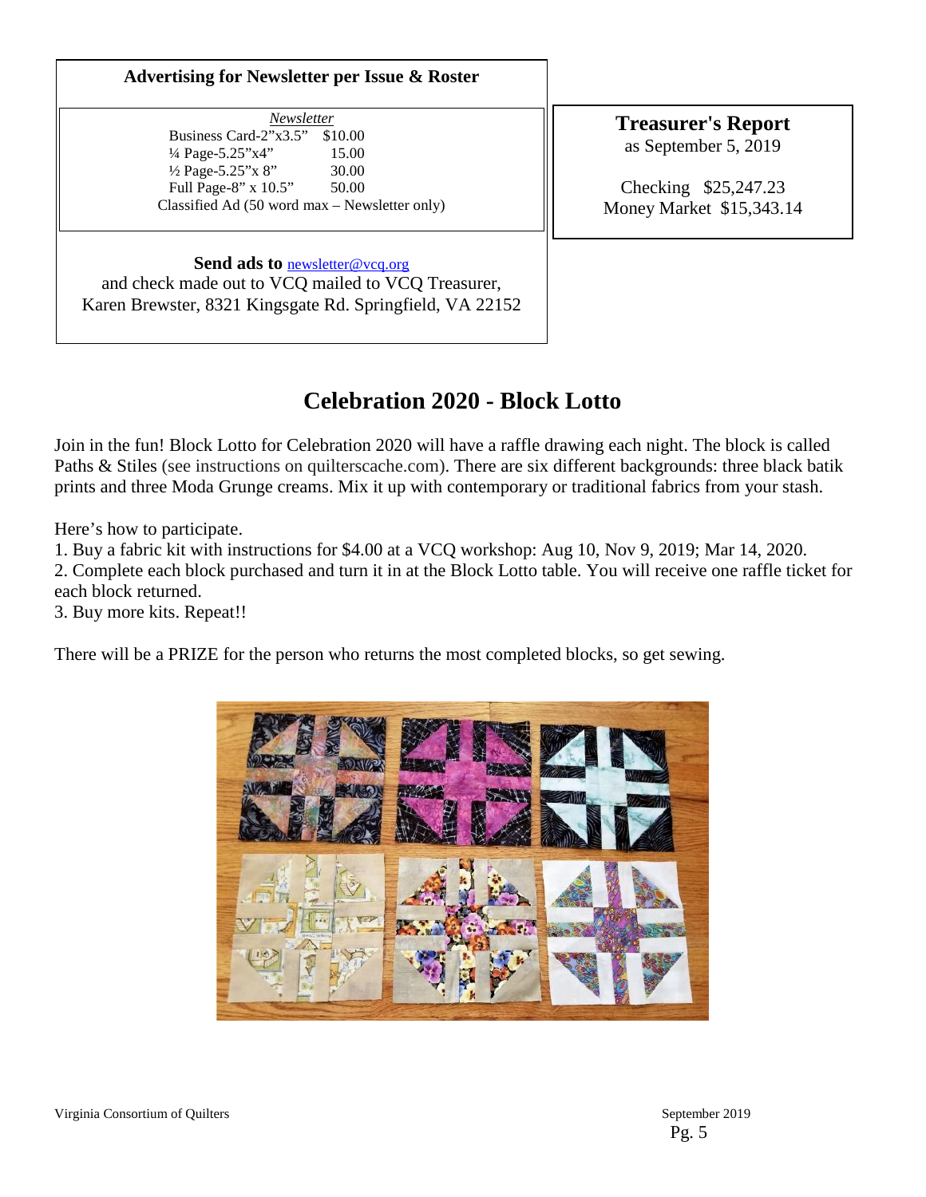### Advertising for Newsletter per Issue & Roster

*Newsletter*

| | |
|---|---|
| Business Card-2"x3.5" | $10.00 |
| ¼ Page-5.25"x4" | 15.00 |
| ½ Page-5.25"x 8" | 30.00 |
| Full Page-8" x 10.5" | 50.00 |

Classified Ad (50 word max – Newsletter only)

**Send ads to** newsletter@vcq.org
and check made out to VCQ mailed to VCQ Treasurer,
Karen Brewster, 8321 Kingsgate Rd. Springfield, VA 22152

### Treasurer's Report

as September 5, 2019

Checking $25,247.23
Money Market $15,343.14

## Celebration 2020 - Block Lotto

Join in the fun! Block Lotto for Celebration 2020 will have a raffle drawing each night. The block is called Paths & Stiles (see instructions on quilterscache.com). There are six different backgrounds: three black batik prints and three Moda Grunge creams. Mix it up with contemporary or traditional fabrics from your stash.

Here's how to participate.

1. Buy a fabric kit with instructions for $4.00 at a VCQ workshop: Aug 10, Nov 9, 2019; Mar 14, 2020.
2. Complete each block purchased and turn it in at the Block Lotto table. You will receive one raffle ticket for each block returned.
3. Buy more kits. Repeat!!

There will be a PRIZE for the person who returns the most completed blocks, so get sewing.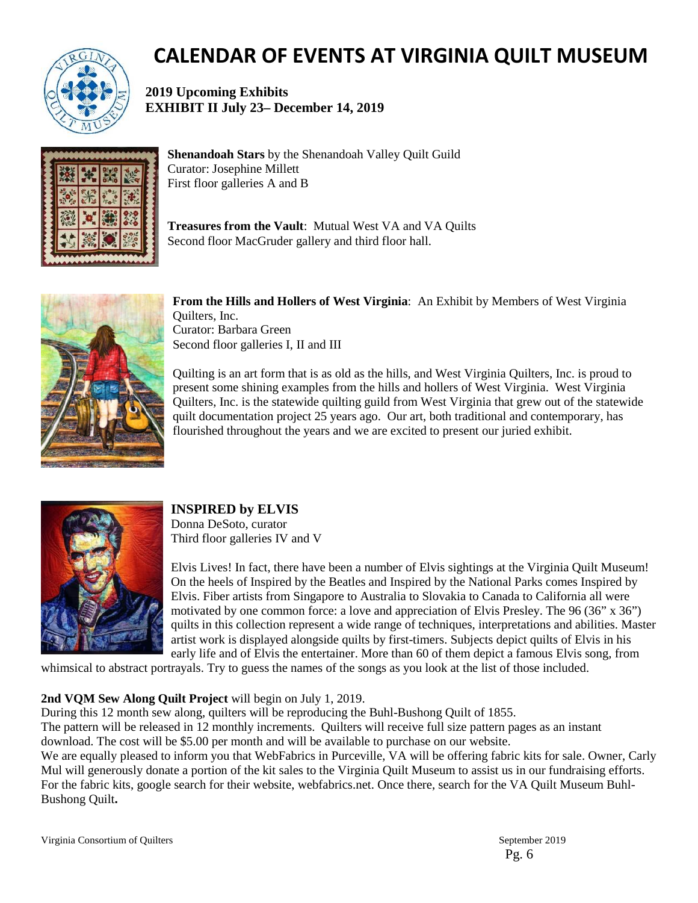# CALENDAR OF EVENTS AT VIRGINIA QUILT MUSEUM

**2019 Upcoming Exhibits**
**EXHIBIT II July 23– December 14, 2019**

**Shenandoah Stars** by the Shenandoah Valley Quilt Guild
Curator: Josephine Millett
First floor galleries A and B

**Treasures from the Vault**: Mutual West VA and VA Quilts
Second floor MacGruder gallery and third floor hall.

**From the Hills and Hollers of West Virginia**: An Exhibit by Members of West Virginia Quilters, Inc.
Curator: Barbara Green
Second floor galleries I, II and III

Quilting is an art form that is as old as the hills, and West Virginia Quilters, Inc. is proud to present some shining examples from the hills and hollers of West Virginia. West Virginia Quilters, Inc. is the statewide quilting guild from West Virginia that grew out of the statewide quilt documentation project 25 years ago. Our art, both traditional and contemporary, has flourished throughout the years and we are excited to present our juried exhibit.

**INSPIRED by ELVIS**
Donna DeSoto, curator
Third floor galleries IV and V

Elvis Lives! In fact, there have been a number of Elvis sightings at the Virginia Quilt Museum! On the heels of Inspired by the Beatles and Inspired by the National Parks comes Inspired by Elvis. Fiber artists from Singapore to Australia to Slovakia to Canada to California all were motivated by one common force: a love and appreciation of Elvis Presley. The 96 (36" x 36") quilts in this collection represent a wide range of techniques, interpretations and abilities. Master artist work is displayed alongside quilts by first-timers. Subjects depict quilts of Elvis in his early life and of Elvis the entertainer. More than 60 of them depict a famous Elvis song, from whimsical to abstract portrayals. Try to guess the names of the songs as you look at the list of those included.

**2nd VQM Sew Along Quilt Project** will begin on July 1, 2019.
During this 12 month sew along, quilters will be reproducing the Buhl-Bushong Quilt of 1855.
The pattern will be released in 12 monthly increments. Quilters will receive full size pattern pages as an instant download. The cost will be $5.00 per month and will be available to purchase on our website.
We are equally pleased to inform you that WebFabrics in Purceville, VA will be offering fabric kits for sale. Owner, Carly Mul will generously donate a portion of the kit sales to the Virginia Quilt Museum to assist us in our fundraising efforts. For the fabric kits, google search for their website, webfabrics.net. Once there, search for the VA Quilt Museum Buhl-Bushong Quilt**.**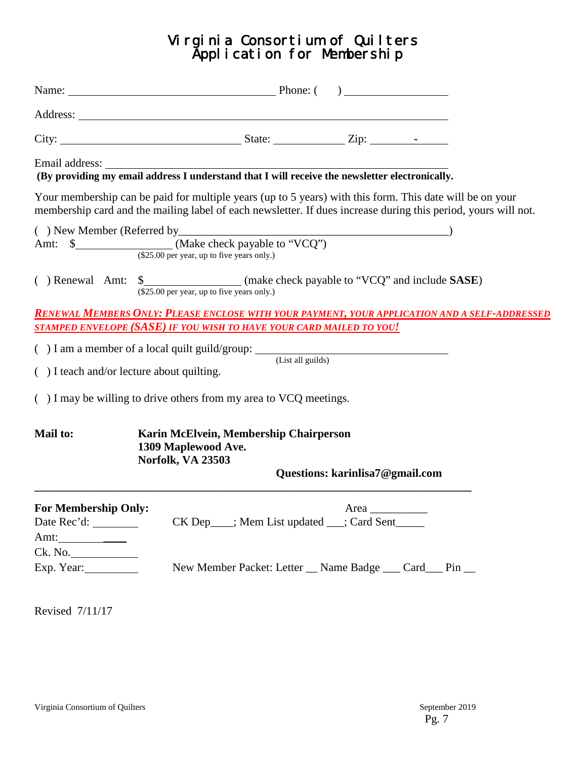# Virginia Consortium of Quilters
# Application for Membership

Name: ______________________________ Phone: (     ) ______________

Address: ______________________________________________________

City: __________________________ State: __________ Zip: _______-_____

Email address: _________________________________________________

**(By providing my email address I understand that I will receive the newsletter electronically.**

Your membership can be paid for multiple years (up to 5 years) with this form. This date will be on your membership card and the mailing label of each newsletter. If dues increase during this period, yours will not.

(  ) New Member (Referred by_______________________________________)
Amt: $______________ (Make check payable to "VCQ")
($25.00 per year, up to five years only.)

(  ) Renewal  Amt: $______________ (make check payable to "VCQ" and include **SASE**)
($25.00 per year, up to five years only.)

***RENEWAL MEMBERS ONLY: PLEASE ENCLOSE WITH YOUR PAYMENT, YOUR APPLICATION AND A SELF-ADDRESSED STAMPED ENVELOPE (SASE) IF YOU WISH TO HAVE YOUR CARD MAILED TO YOU!***

(  ) I am a member of a local quilt guild/group: ___________________________
(List all guilds)

(  ) I teach and/or lecture about quilting.

(  ) I may be willing to drive others from my area to VCQ meetings.

**Mail to:**
**Karin McElvein, Membership Chairperson**
**1309 Maplewood Ave.**
**Norfolk, VA 23503**

**Questions: karinlisa7@gmail.com**

---

**For Membership Only:** Area __________

Date Rec'd: ________ CK Dep____; Mem List updated ___; Card Sent_____

Amt: ________

Ck. No. ________

Exp. Year: ________ New Member Packet: Letter __ Name Badge ___ Card___ Pin __

Revised 7/11/17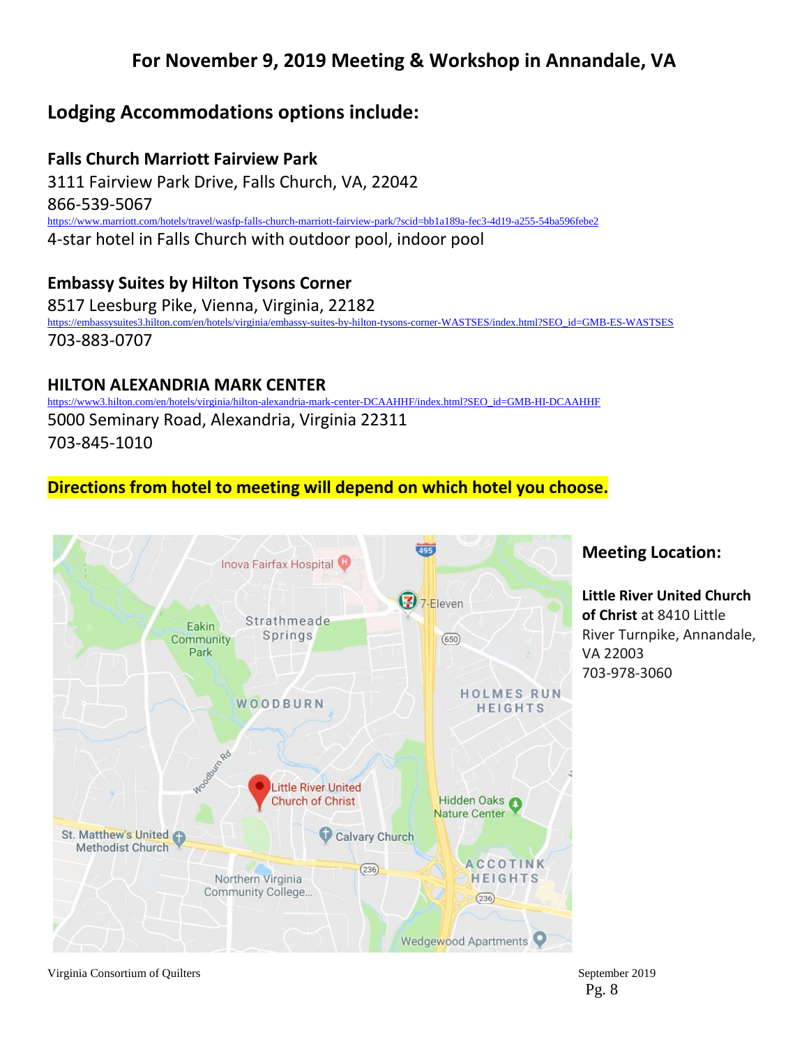## For November 9, 2019 Meeting & Workshop in Annandale, VA

## Lodging Accommodations options include:

**Falls Church Marriott Fairview Park**
3111 Fairview Park Drive, Falls Church, VA, 22042
866-539-5067
https://www.marriott.com/hotels/travel/wasfp-falls-church-marriott-fairview-park/?scid=bb1a189a-fec3-4d19-a255-54ba596febe2
4-star hotel in Falls Church with outdoor pool, indoor pool

**Embassy Suites by Hilton Tysons Corner**
8517 Leesburg Pike, Vienna, Virginia, 22182
https://embassysuites3.hilton.com/en/hotels/virginia/embassy-suites-by-hilton-tysons-corner-WASTSES/index.html?SEO_id=GMB-ES-WASTSES
703-883-0707

**HILTON ALEXANDRIA MARK CENTER**
https://www3.hilton.com/en/hotels/virginia/hilton-alexandria-mark-center-DCAAHHF/index.html?SEO_id=GMB-HI-DCAAHHF
5000 Seminary Road, Alexandria, Virginia 22311
703-845-1010

**Directions from hotel to meeting will depend on which hotel you choose.**

**Meeting Location:**

**Little River United Church of Christ** at 8410 Little River Turnpike, Annandale, VA 22003
703-978-3060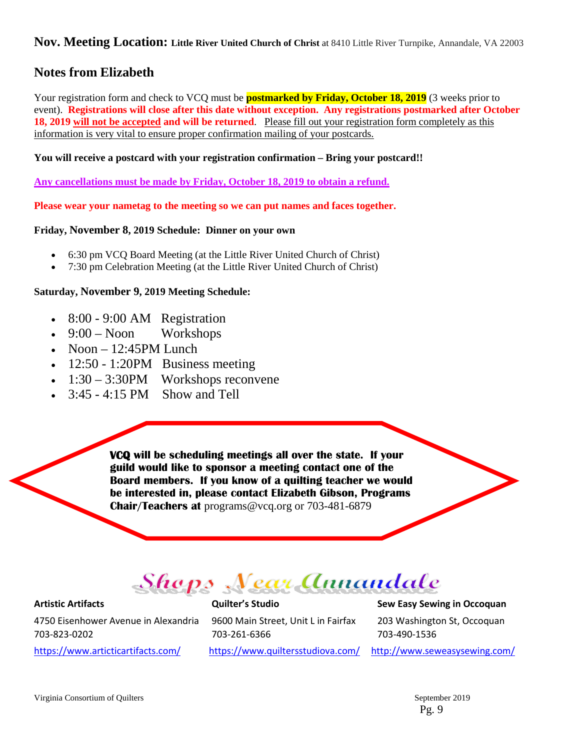**Nov. Meeting Location: Little River United Church of Christ** at 8410 Little River Turnpike, Annandale, VA 22003

## Notes from Elizabeth

Your registration form and check to VCQ must be **postmarked by Friday, October 18, 2019** (3 weeks prior to event). **Registrations will close after this date without exception. Any registrations postmarked after October 18, 2019 will not be accepted and will be returned**. Please fill out your registration form completely as this information is very vital to ensure proper confirmation mailing of your postcards.

**You will receive a postcard with your registration confirmation – Bring your postcard!!**

**Any cancellations must be made by Friday, October 18, 2019 to obtain a refund.**

**Please wear your nametag to the meeting so we can put names and faces together.**

**Friday, November 8, 2019 Schedule: Dinner on your own**

- 6:30 pm VCQ Board Meeting (at the Little River United Church of Christ)
- 7:30 pm Celebration Meeting (at the Little River United Church of Christ)

**Saturday, November 9, 2019 Meeting Schedule:**

- 8:00 - 9:00 AM Registration
- 9:00 – Noon Workshops
- Noon – 12:45PM Lunch
- 12:50 - 1:20PM Business meeting
- 1:30 – 3:30PM Workshops reconvene
- 3:45 - 4:15 PM Show and Tell

**VCQ will be scheduling meetings all over the state. If your guild would like to sponsor a meeting contact one of the Board members. If you know of a quilting teacher we would be interested in, please contact Elizabeth Gibson, Programs Chair/Teachers at** programs@vcq.org or 703-481-6879

## Shops Near Annandale

**Artistic Artifacts**
4750 Eisenhower Avenue in Alexandria
703-823-0202
https://www.articticartifacts.com/

**Quilter's Studio**
9600 Main Street, Unit L in Fairfax
703-261-6366
https://www.quiltersstudiova.com/

**Sew Easy Sewing in Occoquan**
203 Washington St, Occoquan
703-490-1536
http://www.seweasysewing.com/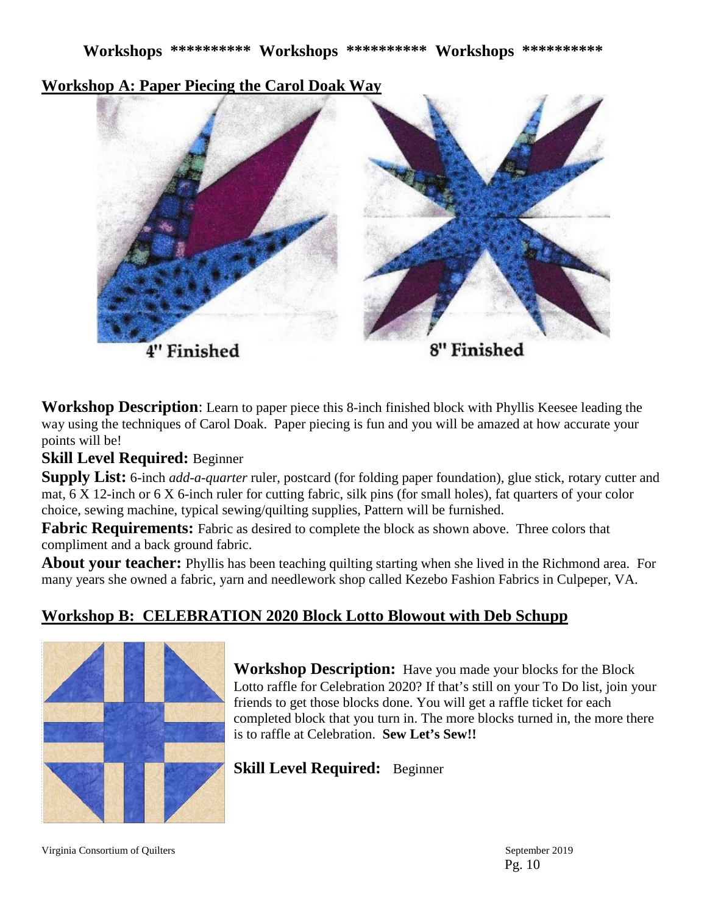**Workshops \*\*\*\*\*\*\*\*\*\* Workshops \*\*\*\*\*\*\*\*\*\* Workshops \*\*\*\*\*\*\*\*\*\***

## Workshop A: Paper Piecing the Carol Doak Way

4" Finished

8" Finished

**Workshop Description**: Learn to paper piece this 8-inch finished block with Phyllis Keesee leading the way using the techniques of Carol Doak. Paper piecing is fun and you will be amazed at how accurate your points will be!

**Skill Level Required:** Beginner

**Supply List:** 6-inch *add-a-quarter* ruler, postcard (for folding paper foundation), glue stick, rotary cutter and mat, 6 X 12-inch or 6 X 6-inch ruler for cutting fabric, silk pins (for small holes), fat quarters of your color choice, sewing machine, typical sewing/quilting supplies, Pattern will be furnished.

**Fabric Requirements:** Fabric as desired to complete the block as shown above. Three colors that compliment and a back ground fabric.

**About your teacher:** Phyllis has been teaching quilting starting when she lived in the Richmond area. For many years she owned a fabric, yarn and needlework shop called Kezebo Fashion Fabrics in Culpeper, VA.

## Workshop B: CELEBRATION 2020 Block Lotto Blowout with Deb Schupp

**Workshop Description:** Have you made your blocks for the Block Lotto raffle for Celebration 2020? If that's still on your To Do list, join your friends to get those blocks done. You will get a raffle ticket for each completed block that you turn in. The more blocks turned in, the more there is to raffle at Celebration. **Sew Let's Sew!!**

**Skill Level Required:** Beginner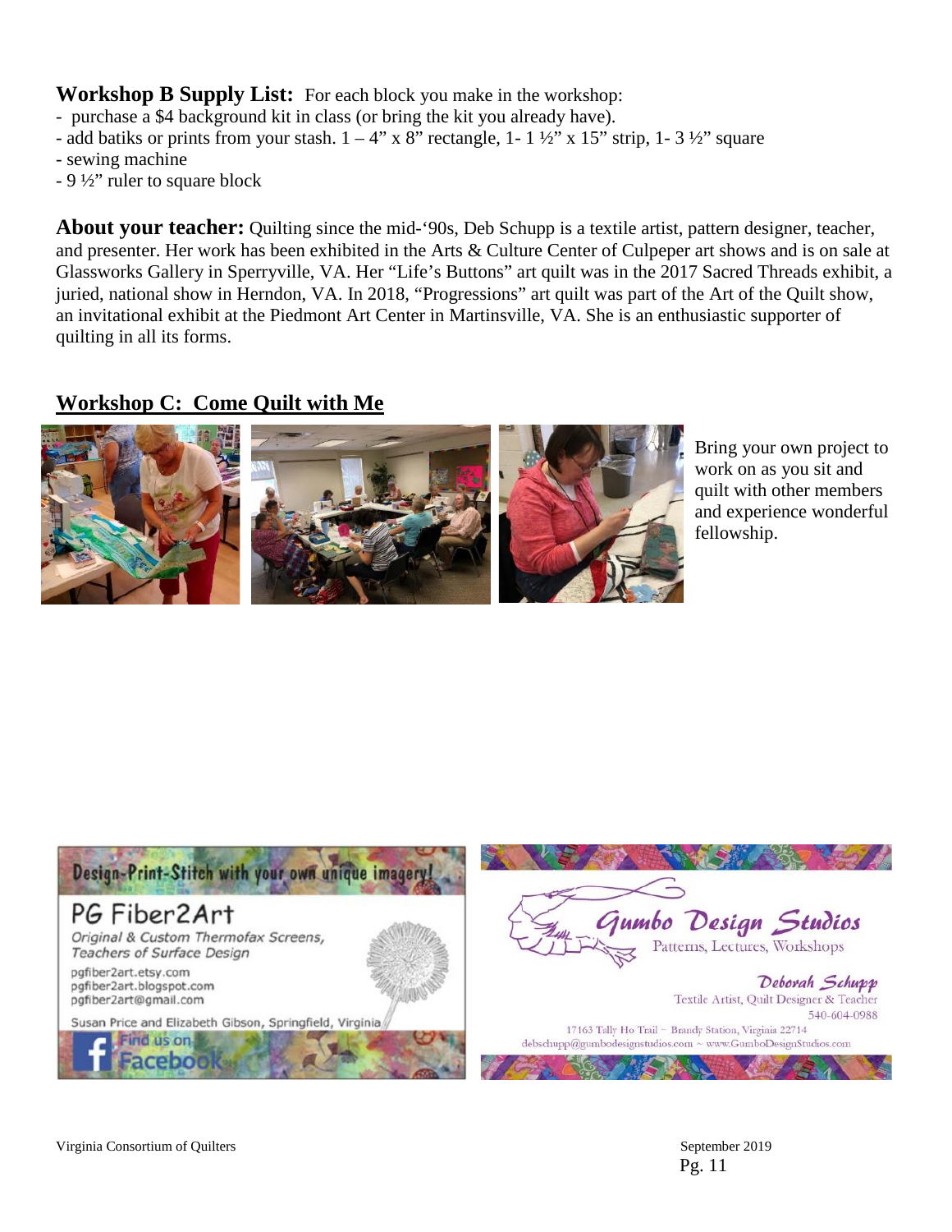**Workshop B Supply List:** For each block you make in the workshop:

- purchase a $4 background kit in class (or bring the kit you already have).
- add batiks or prints from your stash. 1 – 4" x 8" rectangle, 1- 1 ½" x 15" strip, 1- 3 ½" square
- sewing machine
- 9 ½" ruler to square block

**About your teacher:** Quilting since the mid-'90s, Deb Schupp is a textile artist, pattern designer, teacher, and presenter. Her work has been exhibited in the Arts & Culture Center of Culpeper art shows and is on sale at Glassworks Gallery in Sperryville, VA. Her "Life's Buttons" art quilt was in the 2017 Sacred Threads exhibit, a juried, national show in Herndon, VA. In 2018, "Progressions" art quilt was part of the Art of the Quilt show, an invitational exhibit at the Piedmont Art Center in Martinsville, VA. She is an enthusiastic supporter of quilting in all its forms.

## Workshop C: Come Quilt with Me

Bring your own project to work on as you sit and quilt with other members and experience wonderful fellowship.

Design-Print-Stitch with your own unique imagery!

PG Fiber2Art

*Original & Custom Thermofax Screens, Teachers of Surface Design*

pgfiber2art.etsy.com
pgfiber2art.blogspot.com
pgfiber2art@gmail.com

Susan Price and Elizabeth Gibson, Springfield, Virginia

Find us on Facebook

Gumbo Design Studios

Patterns, Lectures, Workshops

Deborah Schupp
Textile Artist, Quilt Designer & Teacher
540-604-0988

17163 Tally Ho Trail ~ Brandy Station, Virginia 22714
debschupp@gumbodesignstudios.com ~ www.GumboDesignStudios.com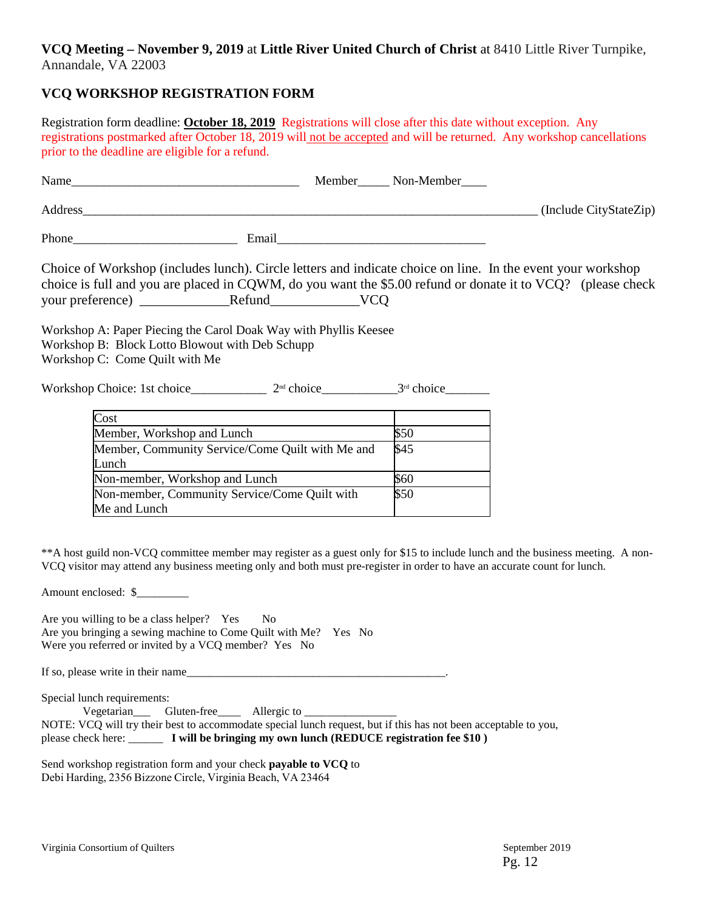**VCQ Meeting – November 9, 2019** at **Little River United Church of Christ** at 8410 Little River Turnpike, Annandale, VA 22003

## VCQ WORKSHOP REGISTRATION FORM

Registration form deadline: **October 18, 2019** Registrations will close after this date without exception. Any registrations postmarked after October 18, 2019 will not be accepted and will be returned. Any workshop cancellations prior to the deadline are eligible for a refund.

Name____________________________________ Member_____ Non-Member____

Address___________________________________________________________________________ (Include CityStateZip)

Phone__________________________ Email_________________________________

Choice of Workshop (includes lunch). Circle letters and indicate choice on line. In the event your workshop choice is full and you are placed in CQWM, do you want the $5.00 refund or donate it to VCQ? (please check your preference) _____________Refund_____________VCQ

Workshop A: Paper Piecing the Carol Doak Way with Phyllis Keesee
Workshop B: Block Lotto Blowout with Deb Schupp
Workshop C: Come Quilt with Me

Workshop Choice: 1st choice____________ 2nd choice____________3rd choice_______

| Cost | |
|---|---|
| Member, Workshop and Lunch | $50 |
| Member, Community Service/Come Quilt with Me and Lunch | $45 |
| Non-member, Workshop and Lunch | $60 |
| Non-member, Community Service/Come Quilt with Me and Lunch | $50 |

**A host guild non-VCQ committee member may register as a guest only for $15 to include lunch and the business meeting. A non-VCQ visitor may attend any business meeting only and both must pre-register in order to have an accurate count for lunch.

Amount enclosed: $_________

Are you willing to be a class helper? Yes No
Are you bringing a sewing machine to Come Quilt with Me? Yes No
Were you referred or invited by a VCQ member? Yes No

If so, please write in their name______________________________________________.

Special lunch requirements:
Vegetarian___ Gluten-free____ Allergic to ________________
NOTE: VCQ will try their best to accommodate special lunch request, but if this has not been acceptable to you, please check here: ______ **I will be bringing my own lunch (REDUCE registration fee $10 )**

Send workshop registration form and your check **payable to VCQ** to
Debi Harding, 2356 Bizzone Circle, Virginia Beach, VA 23464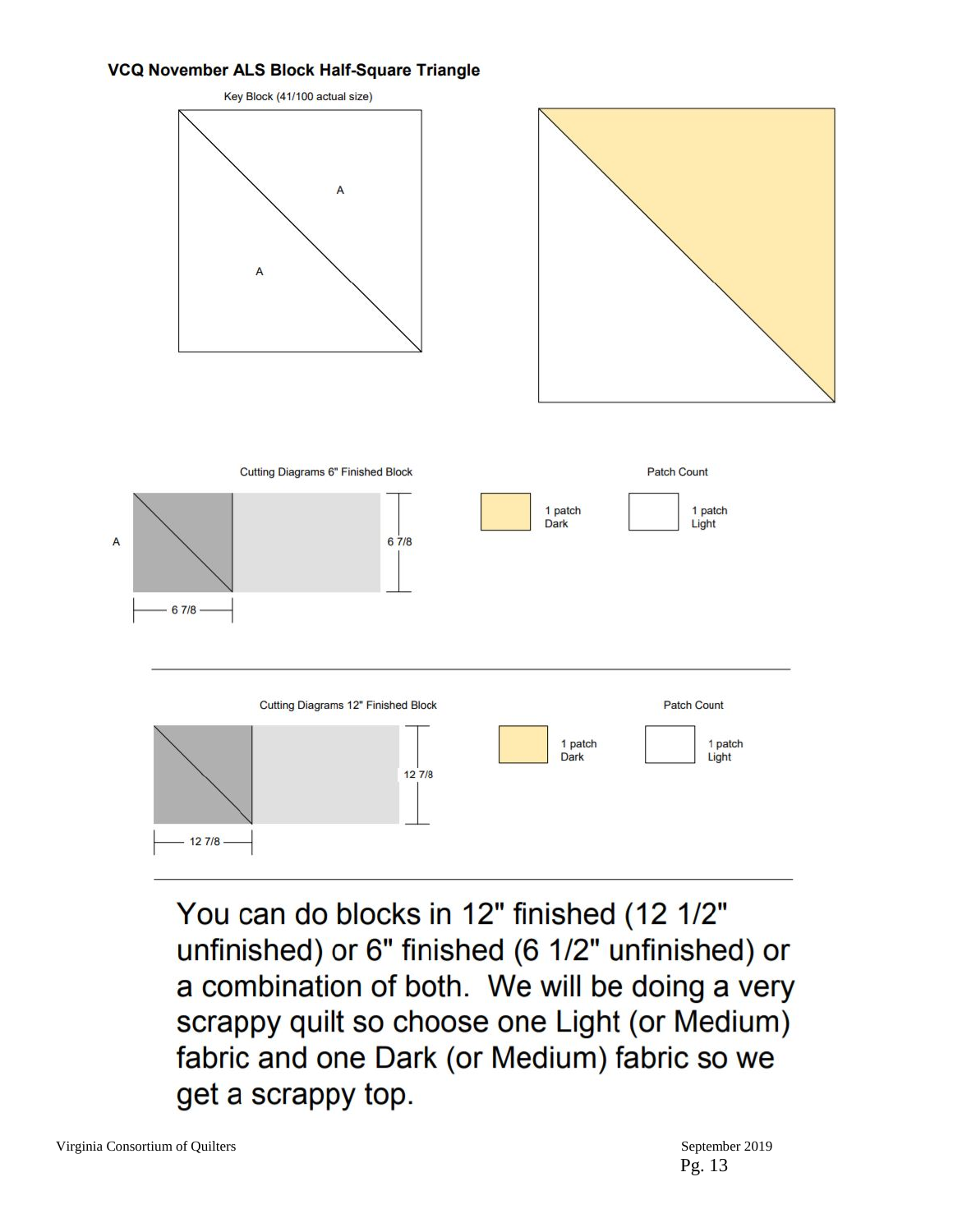### VCQ November ALS Block Half-Square Triangle

Key Block (41/100 actual size)

A

A

Cutting Diagrams 6" Finished Block

A

6 7/8

6 7/8

Patch Count

1 patch Dark

1 patch Light

Cutting Diagrams 12" Finished Block

12 7/8

12 7/8

Patch Count

1 patch Dark

1 patch Light

---

You can do blocks in 12" finished (12 1/2" unfinished) or 6" finished (6 1/2" unfinished) or a combination of both. We will be doing a very scrappy quilt so choose one Light (or Medium) fabric and one Dark (or Medium) fabric so we get a scrappy top.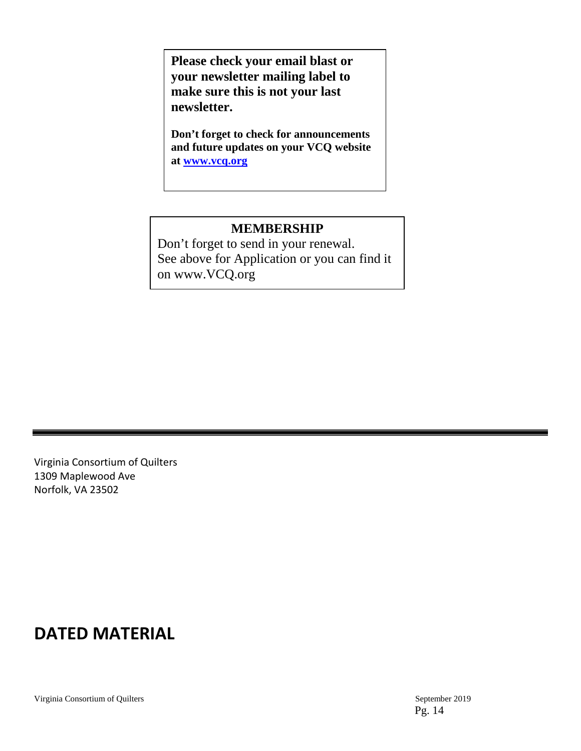**Please check your email blast or your newsletter mailing label to make sure this is not your last newsletter.**

**Don't forget to check for announcements and future updates on your VCQ website at [www.vcq.org](http://www.vcq.org)**

**MEMBERSHIP**

Don't forget to send in your renewal.
See above for Application or you can find it on www.VCQ.org

---

Virginia Consortium of Quilters
1309 Maplewood Ave
Norfolk, VA 23502

# DATED MATERIAL